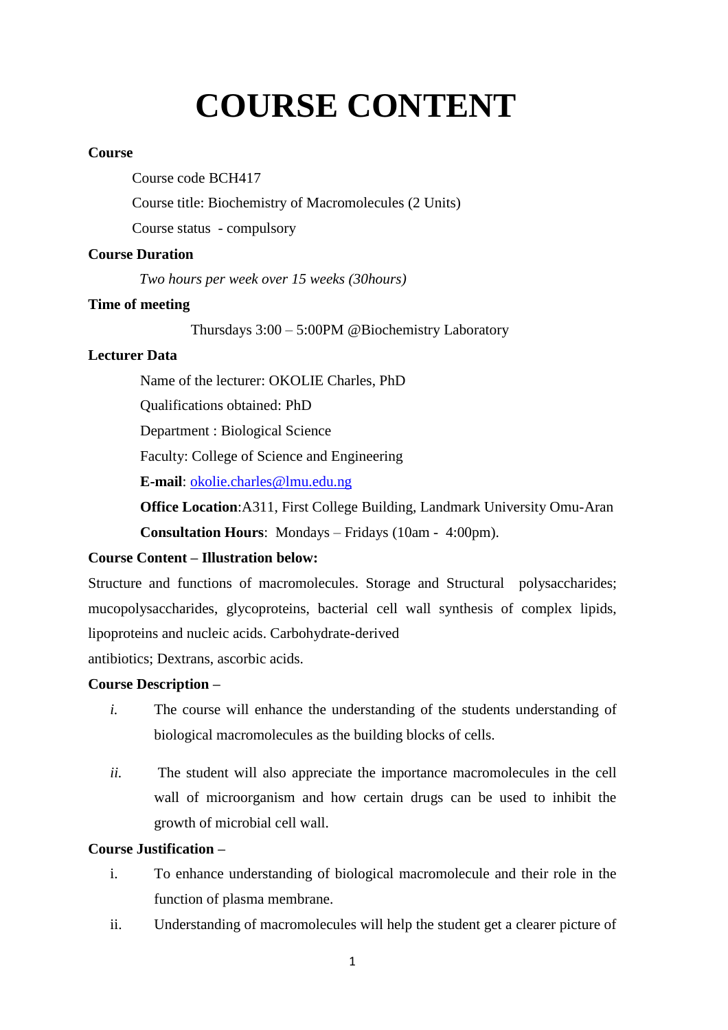# COURSE CONTENT

**Course**

Course code BCH417

Course title: Biochemistry of Macromolecules (2 Units)

Course status - compulsory

**Course Duration**

*Two hours per week over 15 weeks (30hours)*

**Time of meeting**

Thursdays 3:00 – 5:00PM @Biochemistry Laboratory

**Lecturer Data**

Name of the lecturer: OKOLIE Charles, PhD

Qualifications obtained: PhD

Department : Biological Science

Faculty: College of Science and Engineering

**E-mail**: okolie.charles@lmu.edu.ng

**Office Location**:A311, First College Building, Landmark University Omu-Aran

**Consultation Hours**: Mondays – Fridays (10am - 4:00pm).

**Course Content – Illustration below:**

Structure and functions of macromolecules. Storage and Structural polysaccharides; mucopolysaccharides, glycoproteins, bacterial cell wall synthesis of complex lipids, lipoproteins and nucleic acids. Carbohydrate-derived

antibiotics; Dextrans, ascorbic acids.

**Course Description –**

*i.* The course will enhance the understanding of the students understanding of biological macromolecules as the building blocks of cells.

*ii.* The student will also appreciate the importance macromolecules in the cell wall of microorganism and how certain drugs can be used to inhibit the growth of microbial cell wall.

**Course Justification –**

i. To enhance understanding of biological macromolecule and their role in the function of plasma membrane.

ii. Understanding of macromolecules will help the student get a clearer picture of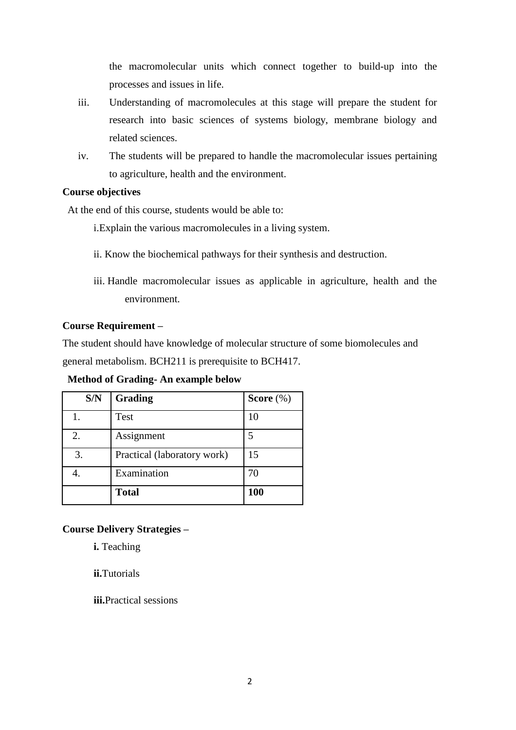the macromolecular units which connect together to build-up into the processes and issues in life.

iii. Understanding of macromolecules at this stage will prepare the student for research into basic sciences of systems biology, membrane biology and related sciences.

iv. The students will be prepared to handle the macromolecular issues pertaining to agriculture, health and the environment.

**Course objectives**

At the end of this course, students would be able to:

i. Explain the various macromolecules in a living system.

ii. Know the biochemical pathways for their synthesis and destruction.

iii. Handle macromolecular issues as applicable in agriculture, health and the environment.

**Course Requirement –**

The student should have knowledge of molecular structure of some biomolecules and general metabolism. BCH211 is prerequisite to BCH417.

**Method of Grading- An example below**

| S/N | Grading | Score (%) |
|---|---|---|
| 1. | Test | 10 |
| 2. | Assignment | 5 |
| 3. | Practical (laboratory work) | 15 |
| 4. | Examination | 70 |
| | **Total** | **100** |

**Course Delivery Strategies –**

**i.** Teaching

**ii.** Tutorials

**iii.** Practical sessions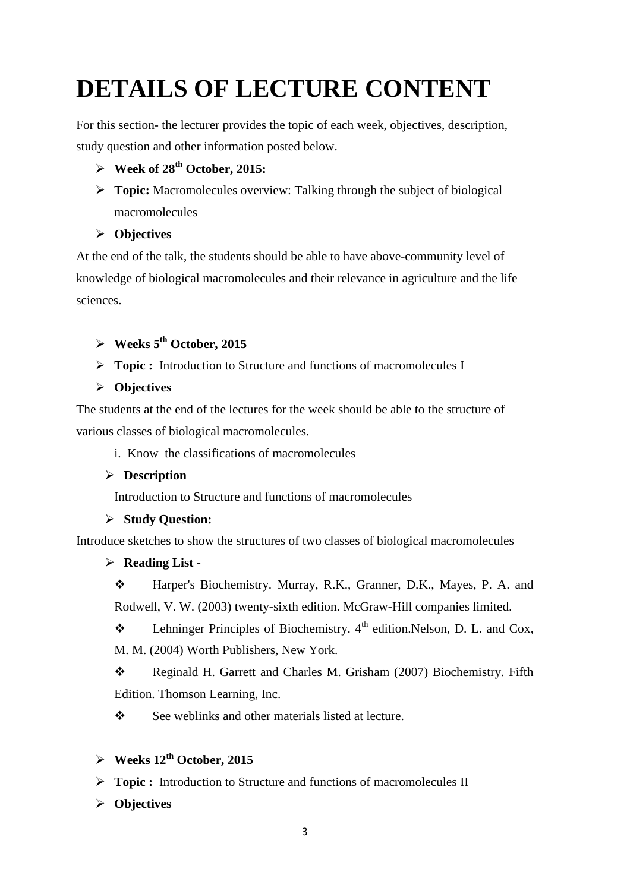# DETAILS OF LECTURE CONTENT

For this section- the lecturer provides the topic of each week, objectives, description, study question and other information posted below.

- **Week of 28th October, 2015:**
- **Topic:** Macromolecules overview: Talking through the subject of biological macromolecules
- **Objectives**

At the end of the talk, the students should be able to have above-community level of knowledge of biological macromolecules and their relevance in agriculture and the life sciences.

- **Weeks 5th October, 2015**
- **Topic :** Introduction to Structure and functions of macromolecules I
- **Objectives**

The students at the end of the lectures for the week should be able to the structure of various classes of biological macromolecules.

i. Know the classifications of macromolecules

- **Description**

  Introduction to Structure and functions of macromolecules

- **Study Question:**

Introduce sketches to show the structures of two classes of biological macromolecules

- **Reading List -**
  - Harper's Biochemistry. Murray, R.K., Granner, D.K., Mayes, P. A. and Rodwell, V. W. (2003) twenty-sixth edition. McGraw-Hill companies limited.
  - Lehninger Principles of Biochemistry. 4th edition.Nelson, D. L. and Cox, M. M. (2004) Worth Publishers, New York.
  - Reginald H. Garrett and Charles M. Grisham (2007) Biochemistry. Fifth Edition. Thomson Learning, Inc.
  - See weblinks and other materials listed at lecture.

- **Weeks 12th October, 2015**
- **Topic :** Introduction to Structure and functions of macromolecules II
- **Objectives**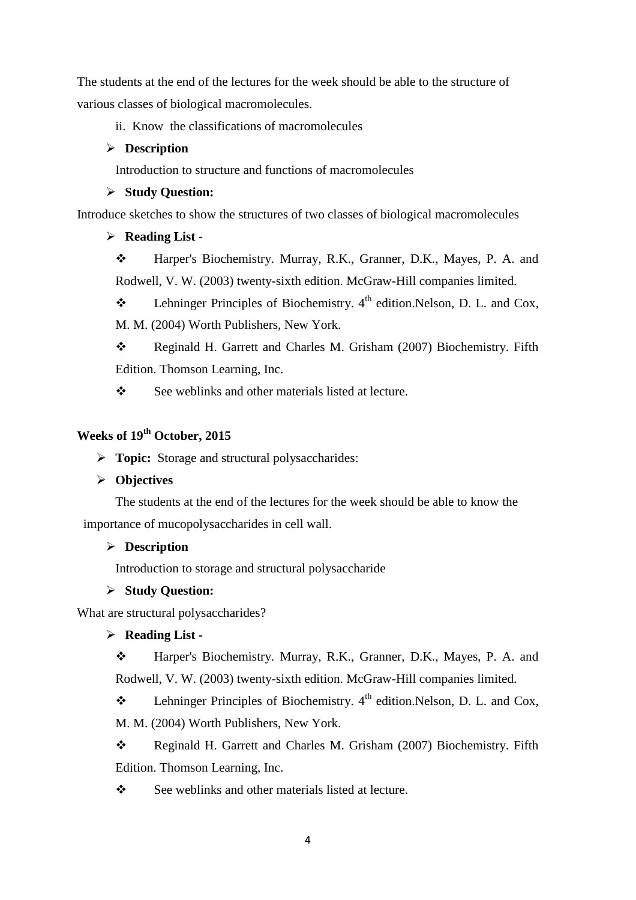The students at the end of the lectures for the week should be able to the structure of various classes of biological macromolecules.

ii. Know the classifications of macromolecules

- **Description**

Introduction to structure and functions of macromolecules

- **Study Question:**

Introduce sketches to show the structures of two classes of biological macromolecules

- **Reading List -**

  - Harper's Biochemistry. Murray, R.K., Granner, D.K., Mayes, P. A. and Rodwell, V. W. (2003) twenty-sixth edition. McGraw-Hill companies limited.
  - Lehninger Principles of Biochemistry. 4th edition.Nelson, D. L. and Cox, M. M. (2004) Worth Publishers, New York.
  - Reginald H. Garrett and Charles M. Grisham (2007) Biochemistry. Fifth Edition. Thomson Learning, Inc.
  - See weblinks and other materials listed at lecture.

## Weeks of 19th October, 2015

- **Topic:** Storage and structural polysaccharides:
- **Objectives**

The students at the end of the lectures for the week should be able to know the importance of mucopolysaccharides in cell wall.

- **Description**

Introduction to storage and structural polysaccharide

- **Study Question:**

What are structural polysaccharides?

- **Reading List -**

  - Harper's Biochemistry. Murray, R.K., Granner, D.K., Mayes, P. A. and Rodwell, V. W. (2003) twenty-sixth edition. McGraw-Hill companies limited.
  - Lehninger Principles of Biochemistry. 4th edition.Nelson, D. L. and Cox, M. M. (2004) Worth Publishers, New York.
  - Reginald H. Garrett and Charles M. Grisham (2007) Biochemistry. Fifth Edition. Thomson Learning, Inc.
  - See weblinks and other materials listed at lecture.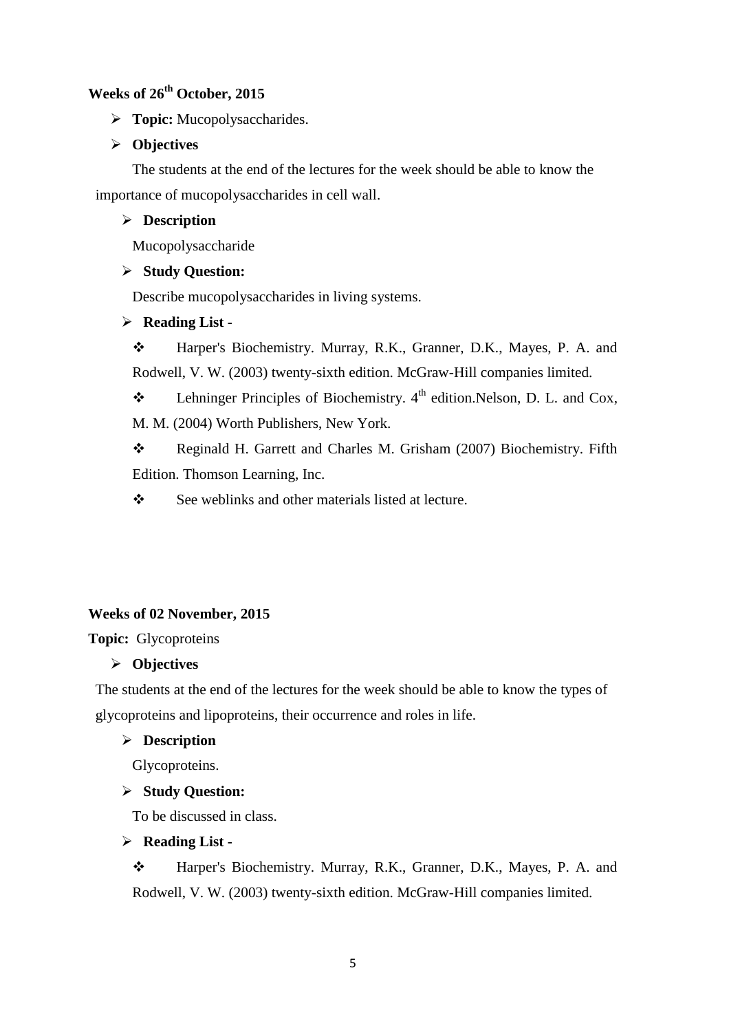**Weeks of 26th October, 2015**

- **Topic:** Mucopolysaccharides.
- **Objectives**

  The students at the end of the lectures for the week should be able to know the importance of mucopolysaccharides in cell wall.

- **Description**

  Mucopolysaccharide

- **Study Question:**

  Describe mucopolysaccharides in living systems.

- **Reading List -**
  - Harper's Biochemistry. Murray, R.K., Granner, D.K., Mayes, P. A. and Rodwell, V. W. (2003) twenty-sixth edition. McGraw-Hill companies limited.
  - Lehninger Principles of Biochemistry. 4th edition.Nelson, D. L. and Cox, M. M. (2004) Worth Publishers, New York.
  - Reginald H. Garrett and Charles M. Grisham (2007) Biochemistry. Fifth Edition. Thomson Learning, Inc.
  - See weblinks and other materials listed at lecture.

**Weeks of 02 November, 2015**

**Topic:** Glycoproteins

- **Objectives**

  The students at the end of the lectures for the week should be able to know the types of glycoproteins and lipoproteins, their occurrence and roles in life.

- **Description**

  Glycoproteins.

- **Study Question:**

  To be discussed in class.

- **Reading List -**
  - Harper's Biochemistry. Murray, R.K., Granner, D.K., Mayes, P. A. and Rodwell, V. W. (2003) twenty-sixth edition. McGraw-Hill companies limited.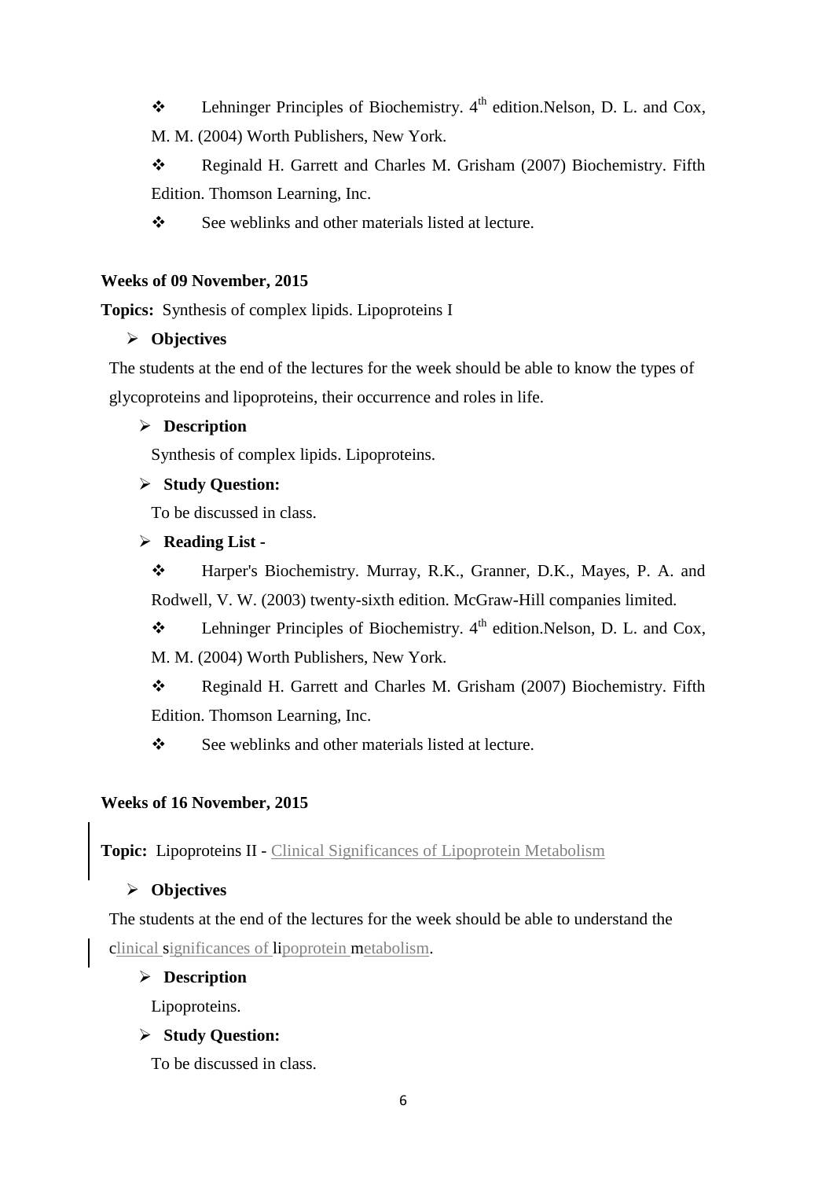- ❖ Lehninger Principles of Biochemistry. 4th edition.Nelson, D. L. and Cox, M. M. (2004) Worth Publishers, New York.
- ❖ Reginald H. Garrett and Charles M. Grisham (2007) Biochemistry. Fifth Edition. Thomson Learning, Inc.
- ❖ See weblinks and other materials listed at lecture.

**Weeks of 09 November, 2015**

**Topics:** Synthesis of complex lipids. Lipoproteins I

- **Objectives**

The students at the end of the lectures for the week should be able to know the types of glycoproteins and lipoproteins, their occurrence and roles in life.

- **Description**

Synthesis of complex lipids. Lipoproteins.

- **Study Question:**

To be discussed in class.

- **Reading List -**

- ❖ Harper's Biochemistry. Murray, R.K., Granner, D.K., Mayes, P. A. and Rodwell, V. W. (2003) twenty-sixth edition. McGraw-Hill companies limited.
- ❖ Lehninger Principles of Biochemistry. 4th edition.Nelson, D. L. and Cox, M. M. (2004) Worth Publishers, New York.
- ❖ Reginald H. Garrett and Charles M. Grisham (2007) Biochemistry. Fifth Edition. Thomson Learning, Inc.
- ❖ See weblinks and other materials listed at lecture.

**Weeks of 16 November, 2015**

**Topic:** Lipoproteins II - Clinical Significances of Lipoprotein Metabolism

- **Objectives**

The students at the end of the lectures for the week should be able to understand the clinical significances of lipoprotein metabolism.

- **Description**

Lipoproteins.

- **Study Question:**

To be discussed in class.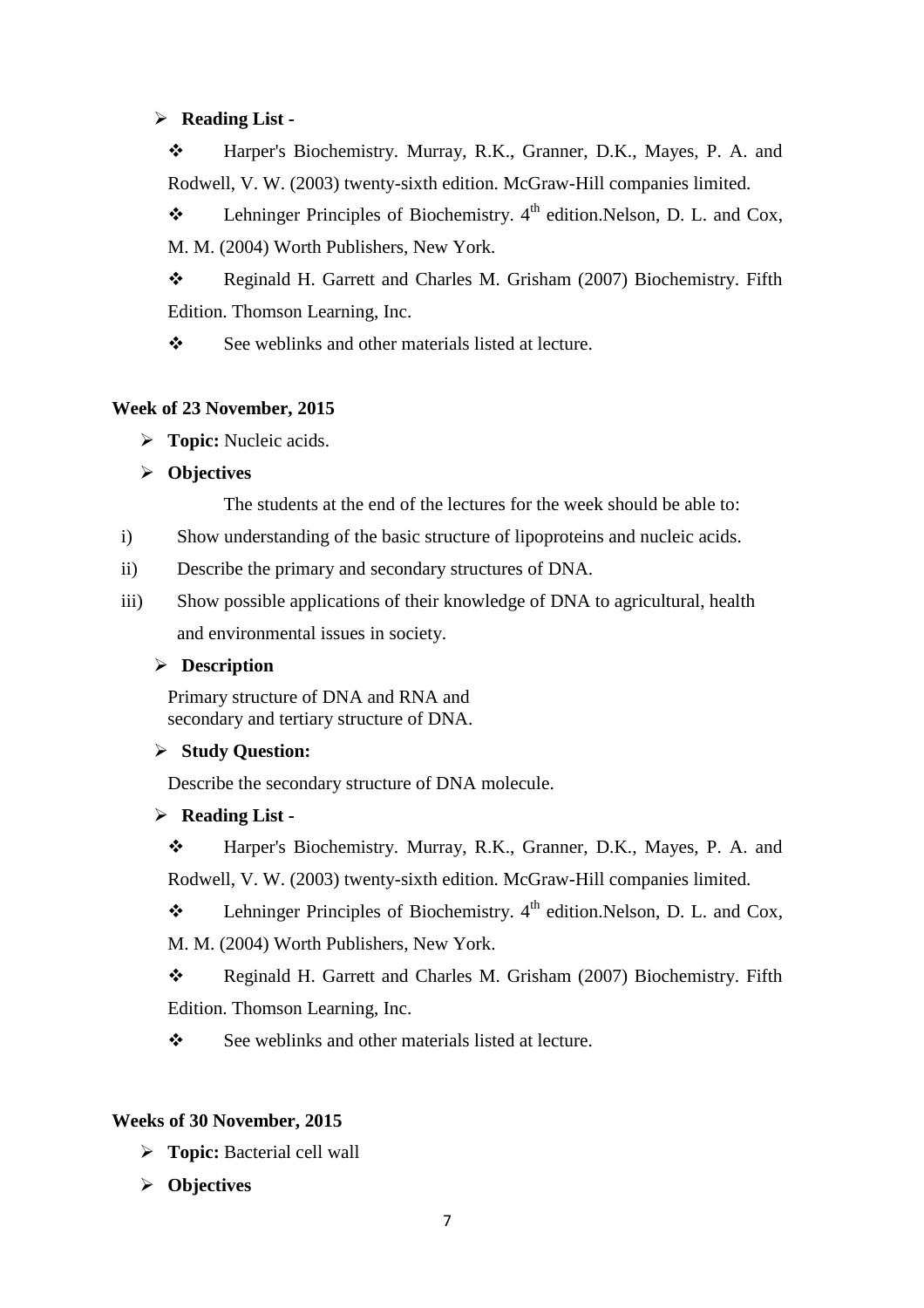- **Reading List -**
  - Harper's Biochemistry. Murray, R.K., Granner, D.K., Mayes, P. A. and Rodwell, V. W. (2003) twenty-sixth edition. McGraw-Hill companies limited.
  - Lehninger Principles of Biochemistry. 4th edition.Nelson, D. L. and Cox, M. M. (2004) Worth Publishers, New York.
  - Reginald H. Garrett and Charles M. Grisham (2007) Biochemistry. Fifth Edition. Thomson Learning, Inc.
  - See weblinks and other materials listed at lecture.

**Week of 23 November, 2015**

- **Topic:** Nucleic acids.
- **Objectives**

  The students at the end of the lectures for the week should be able to:

i) Show understanding of the basic structure of lipoproteins and nucleic acids.

ii) Describe the primary and secondary structures of DNA.

iii) Show possible applications of their knowledge of DNA to agricultural, health and environmental issues in society.

- **Description**

  Primary structure of DNA and RNA and secondary and tertiary structure of DNA.

- **Study Question:**

  Describe the secondary structure of DNA molecule.

- **Reading List -**
  - Harper's Biochemistry. Murray, R.K., Granner, D.K., Mayes, P. A. and Rodwell, V. W. (2003) twenty-sixth edition. McGraw-Hill companies limited.
  - Lehninger Principles of Biochemistry. 4th edition.Nelson, D. L. and Cox, M. M. (2004) Worth Publishers, New York.
  - Reginald H. Garrett and Charles M. Grisham (2007) Biochemistry. Fifth Edition. Thomson Learning, Inc.
  - See weblinks and other materials listed at lecture.

**Weeks of 30 November, 2015**

- **Topic:** Bacterial cell wall
- **Objectives**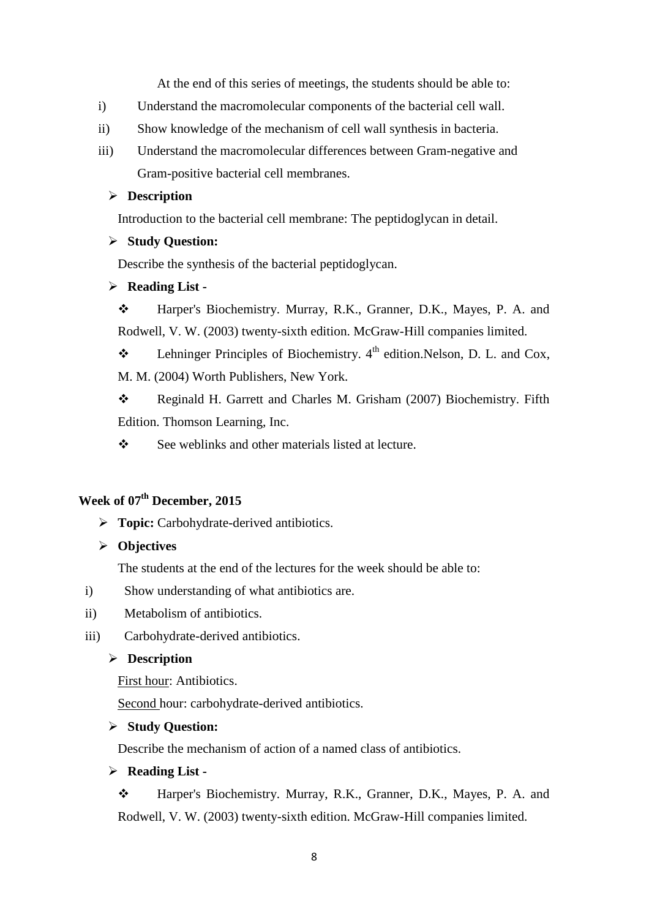At the end of this series of meetings, the students should be able to:

i) Understand the macromolecular components of the bacterial cell wall.

ii) Show knowledge of the mechanism of cell wall synthesis in bacteria.

iii) Understand the macromolecular differences between Gram-negative and Gram-positive bacterial cell membranes.

- **Description**

  Introduction to the bacterial cell membrane: The peptidoglycan in detail.

- **Study Question:**

  Describe the synthesis of the bacterial peptidoglycan.

- **Reading List -**

  - Harper's Biochemistry. Murray, R.K., Granner, D.K., Mayes, P. A. and Rodwell, V. W. (2003) twenty-sixth edition. McGraw-Hill companies limited.
  - Lehninger Principles of Biochemistry. 4th edition.Nelson, D. L. and Cox, M. M. (2004) Worth Publishers, New York.
  - Reginald H. Garrett and Charles M. Grisham (2007) Biochemistry. Fifth Edition. Thomson Learning, Inc.
  - See weblinks and other materials listed at lecture.

## Week of 07th December, 2015

- **Topic:** Carbohydrate-derived antibiotics.
- **Objectives**

  The students at the end of the lectures for the week should be able to:

i) Show understanding of what antibiotics are.

ii) Metabolism of antibiotics.

iii) Carbohydrate-derived antibiotics.

- **Description**

  First hour: Antibiotics.

  Second hour: carbohydrate-derived antibiotics.

- **Study Question:**

  Describe the mechanism of action of a named class of antibiotics.

- **Reading List -**

  - Harper's Biochemistry. Murray, R.K., Granner, D.K., Mayes, P. A. and Rodwell, V. W. (2003) twenty-sixth edition. McGraw-Hill companies limited.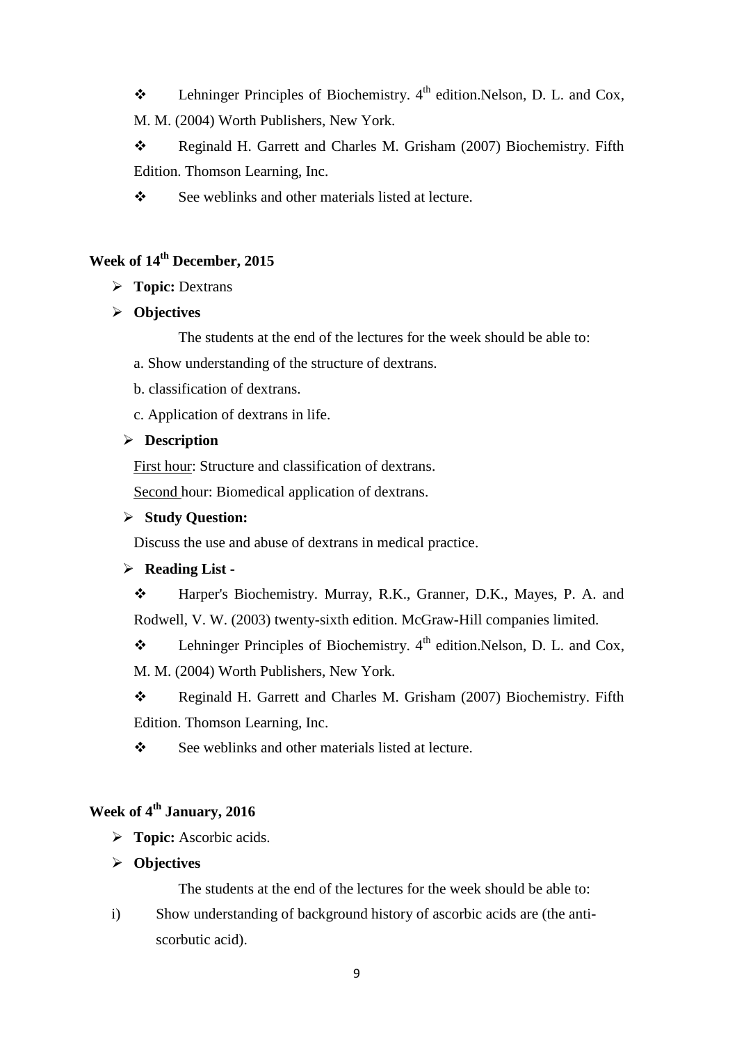- ❖ Lehninger Principles of Biochemistry. 4th edition.Nelson, D. L. and Cox, M. M. (2004) Worth Publishers, New York.
- ❖ Reginald H. Garrett and Charles M. Grisham (2007) Biochemistry. Fifth Edition. Thomson Learning, Inc.
- ❖ See weblinks and other materials listed at lecture.

### Week of 14th December, 2015

- **Topic:** Dextrans
- **Objectives**

  The students at the end of the lectures for the week should be able to:

  a. Show understanding of the structure of dextrans.

  b. classification of dextrans.

  c. Application of dextrans in life.

- **Description**

  First hour: Structure and classification of dextrans.

  Second hour: Biomedical application of dextrans.

- **Study Question:**

  Discuss the use and abuse of dextrans in medical practice.

- **Reading List -**
  - ❖ Harper's Biochemistry. Murray, R.K., Granner, D.K., Mayes, P. A. and Rodwell, V. W. (2003) twenty-sixth edition. McGraw-Hill companies limited.
  - ❖ Lehninger Principles of Biochemistry. 4th edition.Nelson, D. L. and Cox, M. M. (2004) Worth Publishers, New York.
  - ❖ Reginald H. Garrett and Charles M. Grisham (2007) Biochemistry. Fifth Edition. Thomson Learning, Inc.
  - ❖ See weblinks and other materials listed at lecture.

### Week of 4th January, 2016

- **Topic:** Ascorbic acids.
- **Objectives**

  The students at the end of the lectures for the week should be able to:

i) Show understanding of background history of ascorbic acids are (the anti-scorbutic acid).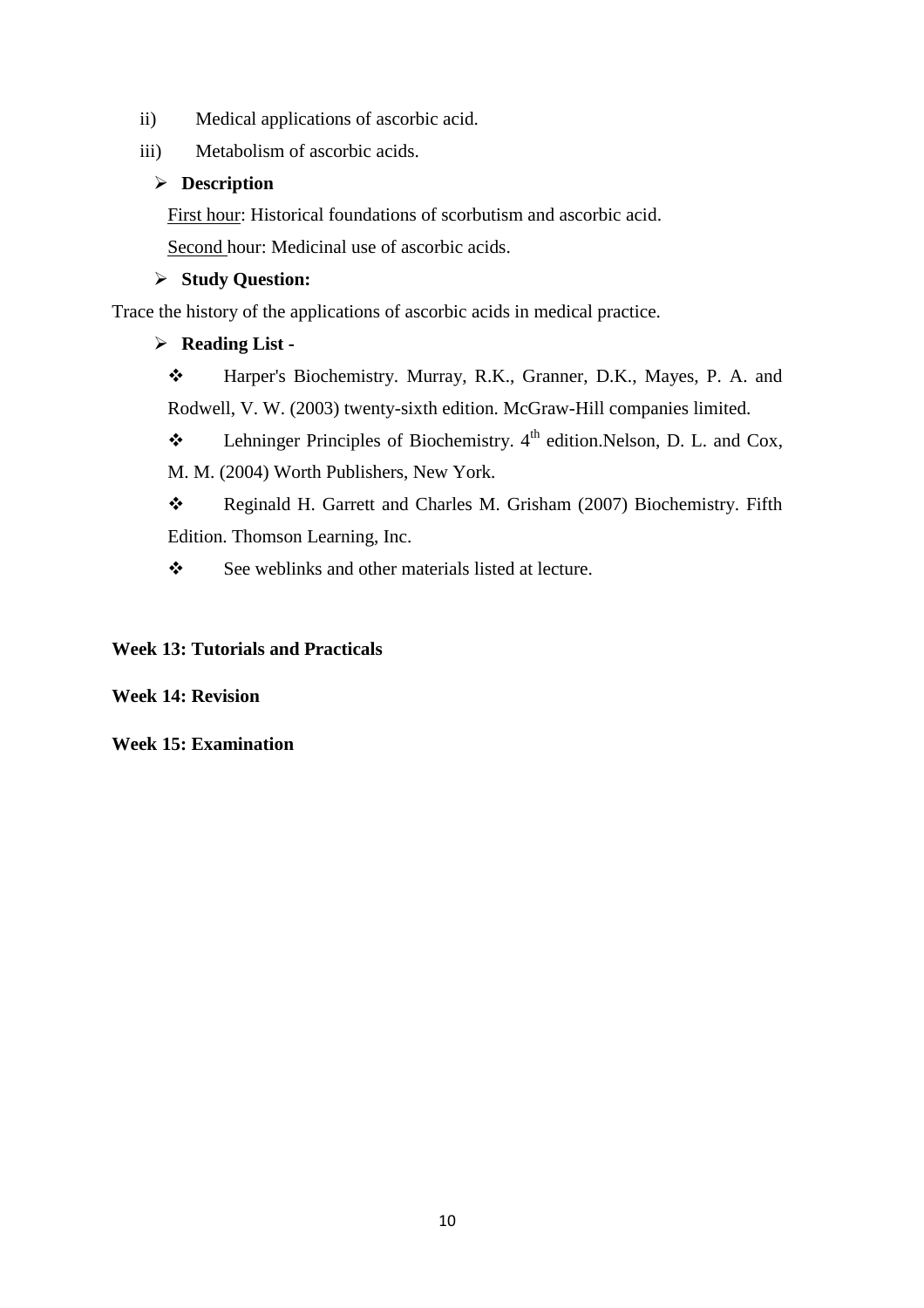ii) Medical applications of ascorbic acid.

iii) Metabolism of ascorbic acids.

- **Description**

  First hour: Historical foundations of scorbutism and ascorbic acid.

  Second hour: Medicinal use of ascorbic acids.

- **Study Question:**

Trace the history of the applications of ascorbic acids in medical practice.

- **Reading List -**

  - Harper's Biochemistry. Murray, R.K., Granner, D.K., Mayes, P. A. and Rodwell, V. W. (2003) twenty-sixth edition. McGraw-Hill companies limited.
  - Lehninger Principles of Biochemistry. 4th edition.Nelson, D. L. and Cox, M. M. (2004) Worth Publishers, New York.
  - Reginald H. Garrett and Charles M. Grisham (2007) Biochemistry. Fifth Edition. Thomson Learning, Inc.
  - See weblinks and other materials listed at lecture.

**Week 13: Tutorials and Practicals**

**Week 14: Revision**

**Week 15: Examination**